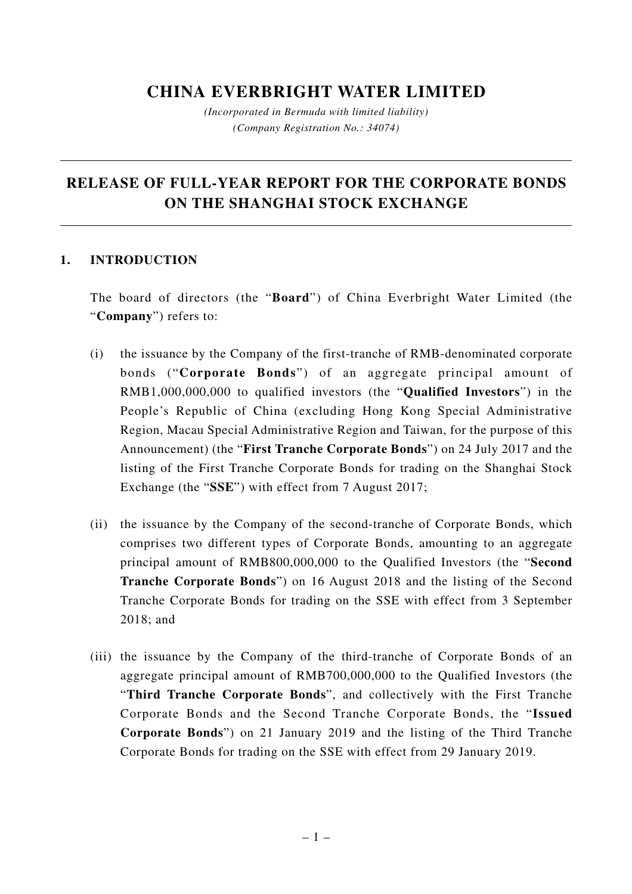# CHINA EVERBRIGHT WATER LIMITED

*(Incorporated in Bermuda with limited liability)*
*(Company Registration No.: 34074)*

## RELEASE OF FULL-YEAR REPORT FOR THE CORPORATE BONDS ON THE SHANGHAI STOCK EXCHANGE

### 1. INTRODUCTION

The board of directors (the "**Board**") of China Everbright Water Limited (the "**Company**") refers to:

(i) the issuance by the Company of the first-tranche of RMB-denominated corporate bonds ("**Corporate Bonds**") of an aggregate principal amount of RMB1,000,000,000 to qualified investors (the "**Qualified Investors**") in the People's Republic of China (excluding Hong Kong Special Administrative Region, Macau Special Administrative Region and Taiwan, for the purpose of this Announcement) (the "**First Tranche Corporate Bonds**") on 24 July 2017 and the listing of the First Tranche Corporate Bonds for trading on the Shanghai Stock Exchange (the "**SSE**") with effect from 7 August 2017;

(ii) the issuance by the Company of the second-tranche of Corporate Bonds, which comprises two different types of Corporate Bonds, amounting to an aggregate principal amount of RMB800,000,000 to the Qualified Investors (the "**Second Tranche Corporate Bonds**") on 16 August 2018 and the listing of the Second Tranche Corporate Bonds for trading on the SSE with effect from 3 September 2018; and

(iii) the issuance by the Company of the third-tranche of Corporate Bonds of an aggregate principal amount of RMB700,000,000 to the Qualified Investors (the "**Third Tranche Corporate Bonds**", and collectively with the First Tranche Corporate Bonds and the Second Tranche Corporate Bonds, the "**Issued Corporate Bonds**") on 21 January 2019 and the listing of the Third Tranche Corporate Bonds for trading on the SSE with effect from 29 January 2019.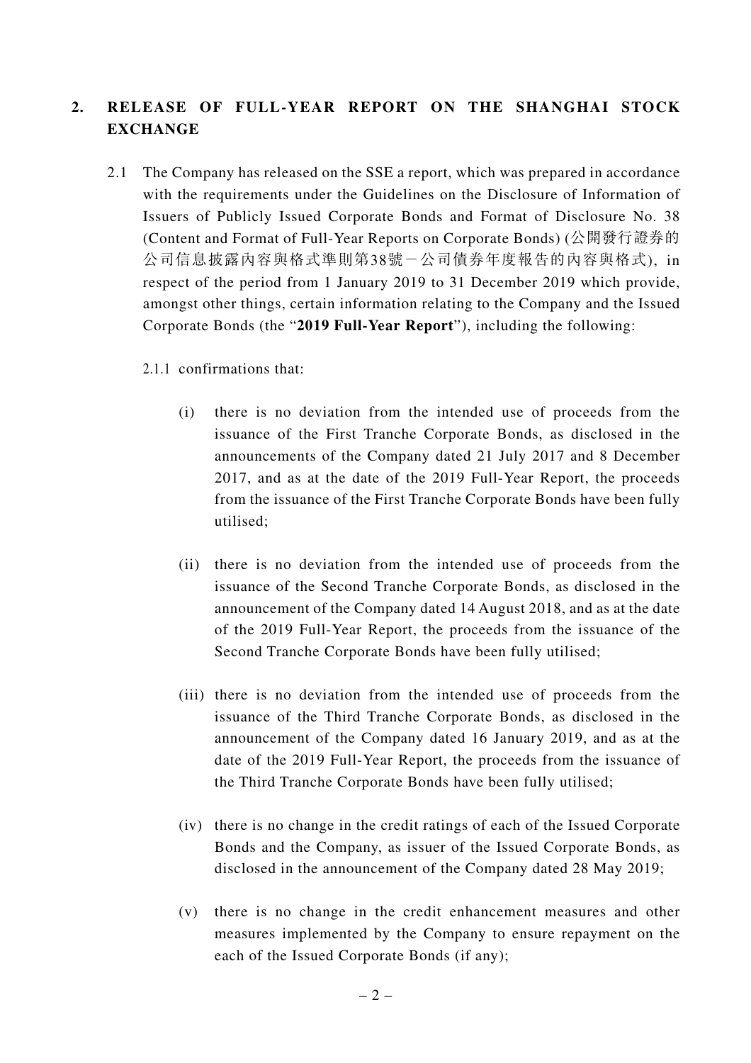## 2. RELEASE OF FULL-YEAR REPORT ON THE SHANGHAI STOCK EXCHANGE

2.1 The Company has released on the SSE a report, which was prepared in accordance with the requirements under the Guidelines on the Disclosure of Information of Issuers of Publicly Issued Corporate Bonds and Format of Disclosure No. 38 (Content and Format of Full-Year Reports on Corporate Bonds) (公開發行證券的公司信息披露內容與格式準則第38號－公司債券年度報告的內容與格式), in respect of the period from 1 January 2019 to 31 December 2019 which provide, amongst other things, certain information relating to the Company and the Issued Corporate Bonds (the "**2019 Full-Year Report**"), including the following:

2.1.1 confirmations that:

(i) there is no deviation from the intended use of proceeds from the issuance of the First Tranche Corporate Bonds, as disclosed in the announcements of the Company dated 21 July 2017 and 8 December 2017, and as at the date of the 2019 Full-Year Report, the proceeds from the issuance of the First Tranche Corporate Bonds have been fully utilised;

(ii) there is no deviation from the intended use of proceeds from the issuance of the Second Tranche Corporate Bonds, as disclosed in the announcement of the Company dated 14 August 2018, and as at the date of the 2019 Full-Year Report, the proceeds from the issuance of the Second Tranche Corporate Bonds have been fully utilised;

(iii) there is no deviation from the intended use of proceeds from the issuance of the Third Tranche Corporate Bonds, as disclosed in the announcement of the Company dated 16 January 2019, and as at the date of the 2019 Full-Year Report, the proceeds from the issuance of the Third Tranche Corporate Bonds have been fully utilised;

(iv) there is no change in the credit ratings of each of the Issued Corporate Bonds and the Company, as issuer of the Issued Corporate Bonds, as disclosed in the announcement of the Company dated 28 May 2019;

(v) there is no change in the credit enhancement measures and other measures implemented by the Company to ensure repayment on the each of the Issued Corporate Bonds (if any);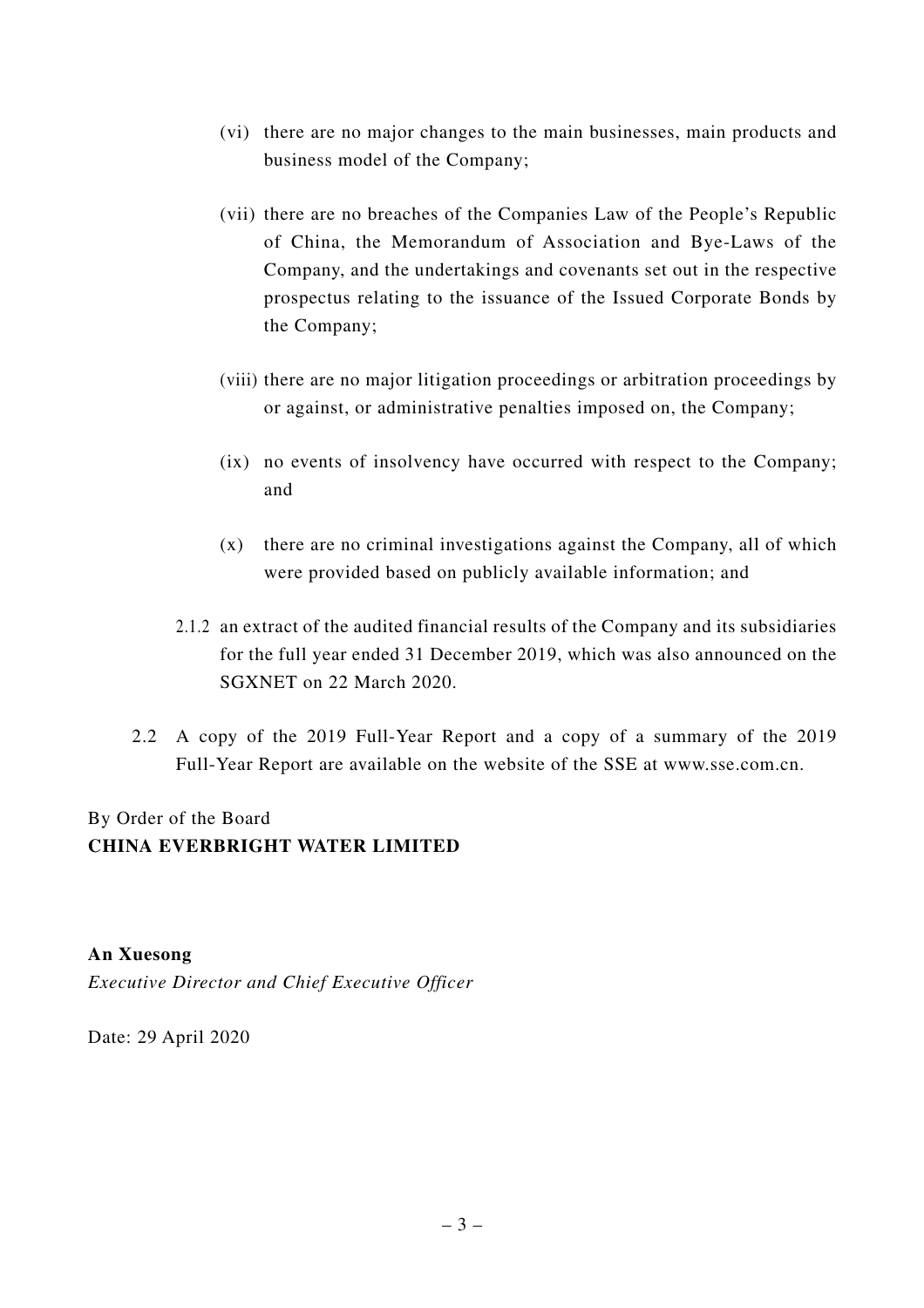(vi) there are no major changes to the main businesses, main products and business model of the Company;

(vii) there are no breaches of the Companies Law of the People's Republic of China, the Memorandum of Association and Bye-Laws of the Company, and the undertakings and covenants set out in the respective prospectus relating to the issuance of the Issued Corporate Bonds by the Company;

(viii) there are no major litigation proceedings or arbitration proceedings by or against, or administrative penalties imposed on, the Company;

(ix) no events of insolvency have occurred with respect to the Company; and

(x) there are no criminal investigations against the Company, all of which were provided based on publicly available information; and

2.1.2 an extract of the audited financial results of the Company and its subsidiaries for the full year ended 31 December 2019, which was also announced on the SGXNET on 22 March 2020.

2.2 A copy of the 2019 Full-Year Report and a copy of a summary of the 2019 Full-Year Report are available on the website of the SSE at www.sse.com.cn.

By Order of the Board
**CHINA EVERBRIGHT WATER LIMITED**

**An Xuesong**
*Executive Director and Chief Executive Officer*

Date: 29 April 2020